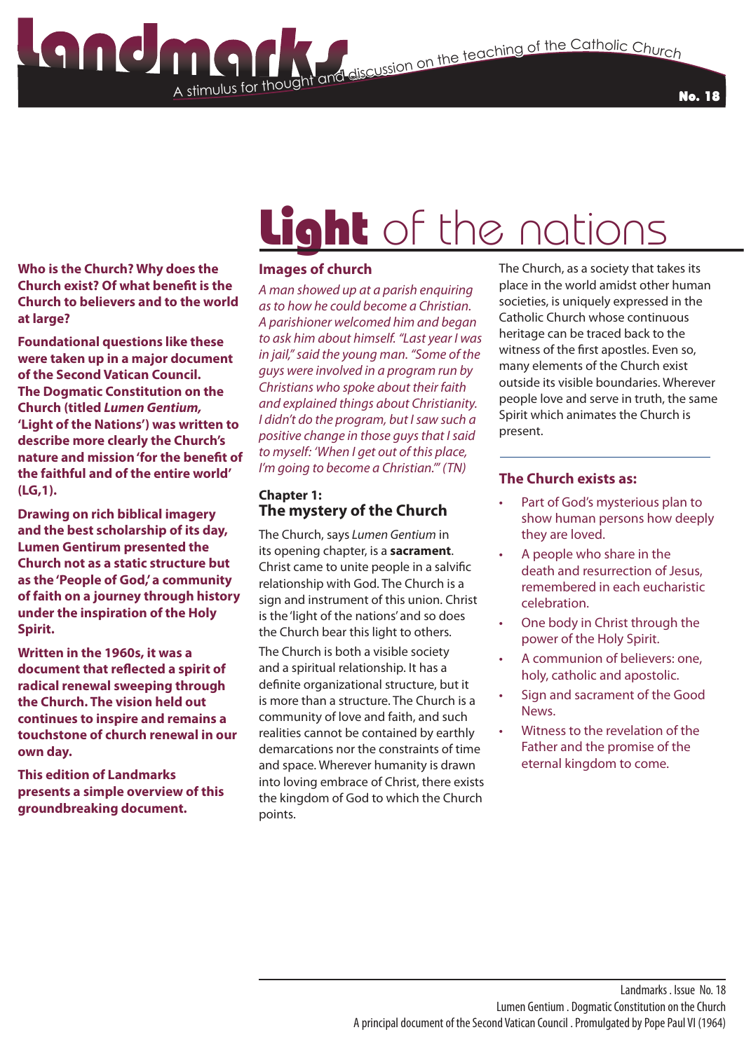# Landmarks

A stimulus for thought and discussion on the teaching of the Catholic Church

No. 18

# Light of the nations

**Who is the Church? Why does the Church exist? Of what benefit is the Church to believers and to the world at large?**

**Foundational questions like these were taken up in a major document of the Second Vatican Council. The Dogmatic Constitution on the Church (titled *Lumen Gentium,* 'Light of the Nations') was written to describe more clearly the Church's nature and mission 'for the benefit of the faithful and of the entire world' (LG,1).**

**Drawing on rich biblical imagery and the best scholarship of its day, Lumen Gentirum presented the Church not as a static structure but as the 'People of God,' a community of faith on a journey through history under the inspiration of the Holy Spirit.**

**Written in the 1960s, it was a document that reflected a spirit of radical renewal sweeping through the Church. The vision held out continues to inspire and remains a touchstone of church renewal in our own day.**

**This edition of Landmarks presents a simple overview of this groundbreaking document.**

## Images of church

*A man showed up at a parish enquiring as to how he could become a Christian. A parishioner welcomed him and began to ask him about himself. "Last year I was in jail," said the young man. "Some of the guys were involved in a program run by Christians who spoke about their faith and explained things about Christianity. I didn't do the program, but I saw such a positive change in those guys that I said to myself: 'When I get out of this place, I'm going to become a Christian.'" (TN)*

### Chapter 1:
## The mystery of the Church

The Church, says *Lumen Gentium* in its opening chapter, is a **sacrament**. Christ came to unite people in a salvific relationship with God. The Church is a sign and instrument of this union. Christ is the 'light of the nations' and so does the Church bear this light to others.

The Church is both a visible society and a spiritual relationship. It has a definite organizational structure, but it is more than a structure. The Church is a community of love and faith, and such realities cannot be contained by earthly demarcations nor the constraints of time and space. Wherever humanity is drawn into loving embrace of Christ, there exists the kingdom of God to which the Church points.

The Church, as a society that takes its place in the world amidst other human societies, is uniquely expressed in the Catholic Church whose continuous heritage can be traced back to the witness of the first apostles. Even so, many elements of the Church exist outside its visible boundaries. Wherever people love and serve in truth, the same Spirit which animates the Church is present.

## The Church exists as:

- Part of God's mysterious plan to show human persons how deeply they are loved.
- A people who share in the death and resurrection of Jesus, remembered in each eucharistic celebration.
- One body in Christ through the power of the Holy Spirit.
- A communion of believers: one, holy, catholic and apostolic.
- Sign and sacrament of the Good News.
- Witness to the revelation of the Father and the promise of the eternal kingdom to come.

Landmarks . Issue No. 18
Lumen Gentium . Dogmatic Constitution on the Church
A principal document of the Second Vatican Council . Promulgated by Pope Paul VI (1964)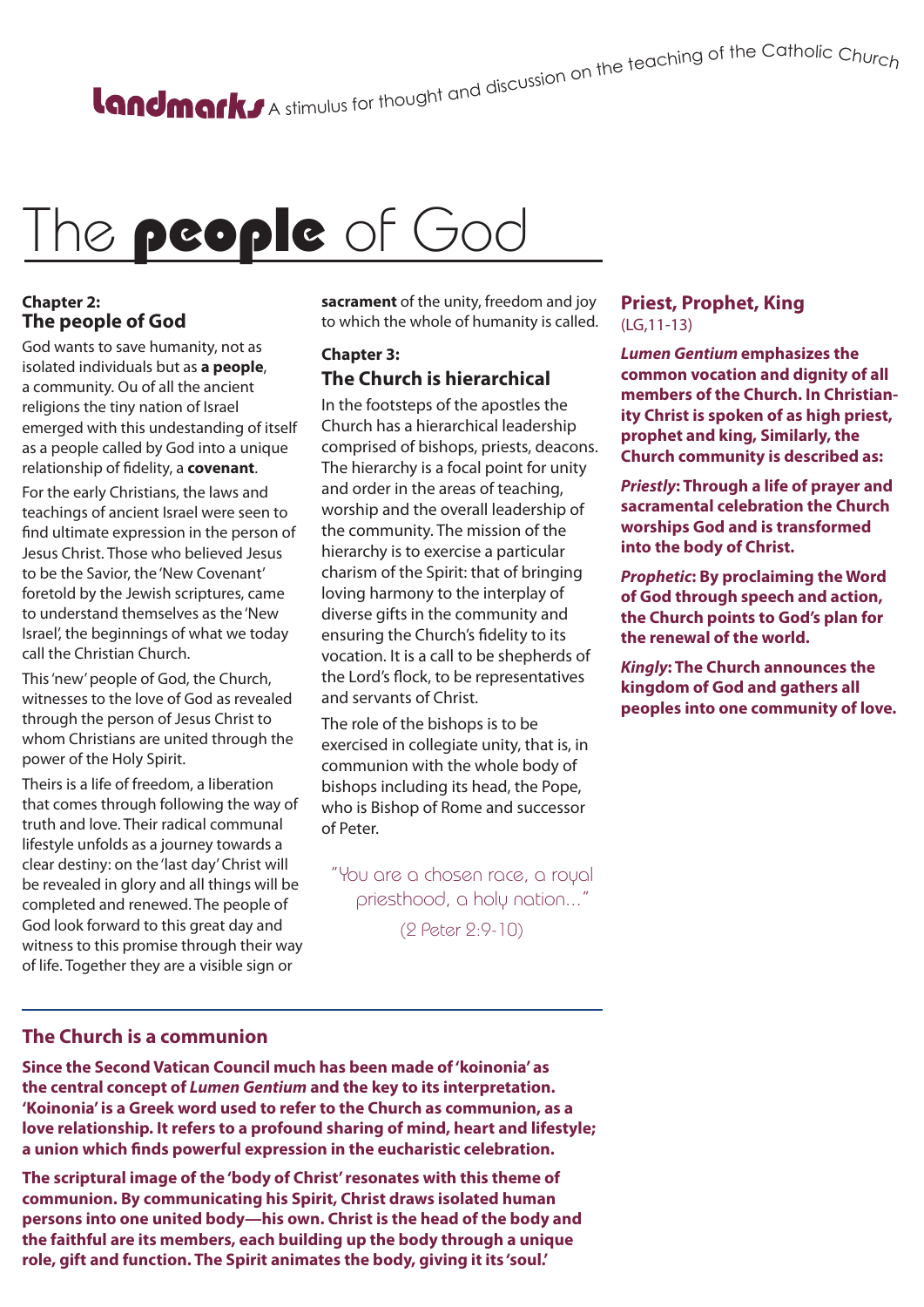**Landmarks** A stimulus for thought and discussion on the teaching of the Catholic Church

# The **people** of God

**Chapter 2:**
## The people of God

God wants to save humanity, not as isolated individuals but as **a people**, a community. Ou of all the ancient religions the tiny nation of Israel emerged with this undestanding of itself as a people called by God into a unique relationship of fidelity, a **covenant**.

For the early Christians, the laws and teachings of ancient Israel were seen to find ultimate expression in the person of Jesus Christ. Those who believed Jesus to be the Savior, the 'New Covenant' foretold by the Jewish scriptures, came to understand themselves as the 'New Israel', the beginnings of what we today call the Christian Church.

This 'new' people of God, the Church, witnesses to the love of God as revealed through the person of Jesus Christ to whom Christians are united through the power of the Holy Spirit.

Theirs is a life of freedom, a liberation that comes through following the way of truth and love. Their radical communal lifestyle unfolds as a journey towards a clear destiny: on the 'last day' Christ will be revealed in glory and all things will be completed and renewed. The people of God look forward to this great day and witness to this promise through their way of life. Together they are a visible sign or **sacrament** of the unity, freedom and joy to which the whole of humanity is called.

**Chapter 3:**
## The Church is hierarchical

In the footsteps of the apostles the Church has a hierarchical leadership comprised of bishops, priests, deacons. The hierarchy is a focal point for unity and order in the areas of teaching, worship and the overall leadership of the community. The mission of the hierarchy is to exercise a particular charism of the Spirit: that of bringing loving harmony to the interplay of diverse gifts in the community and ensuring the Church's fidelity to its vocation. It is a call to be shepherds of the Lord's flock, to be representatives and servants of Christ.

The role of the bishops is to be exercised in collegiate unity, that is, in communion with the whole body of bishops including its head, the Pope, who is Bishop of Rome and successor of Peter.

"You are a chosen race, a royal priesthood, a holy nation..."
(2 Peter 2:9-10)

## Priest, Prophet, King
(LG,11-13)

***Lumen Gentium* emphasizes the common vocation and dignity of all members of the Church. In Christianity Christ is spoken of as high priest, prophet and king, Similarly, the Church community is described as:**

***Priestly*: Through a life of prayer and sacramental celebration the Church worships God and is transformed into the body of Christ.**

***Prophetic*: By proclaiming the Word of God through speech and action, the Church points to God's plan for the renewal of the world.**

***Kingly*: The Church announces the kingdom of God and gathers all peoples into one community of love.**

## The Church is a communion

**Since the Second Vatican Council much has been made of 'koinonia' as the central concept of *Lumen Gentium* and the key to its interpretation. 'Koinonia' is a Greek word used to refer to the Church as communion, as a love relationship. It refers to a profound sharing of mind, heart and lifestyle; a union which finds powerful expression in the eucharistic celebration.**

**The scriptural image of the 'body of Christ' resonates with this theme of communion. By communicating his Spirit, Christ draws isolated human persons into one united body—his own. Christ is the head of the body and the faithful are its members, each building up the body through a unique role, gift and function. The Spirit animates the body, giving it its 'soul.'**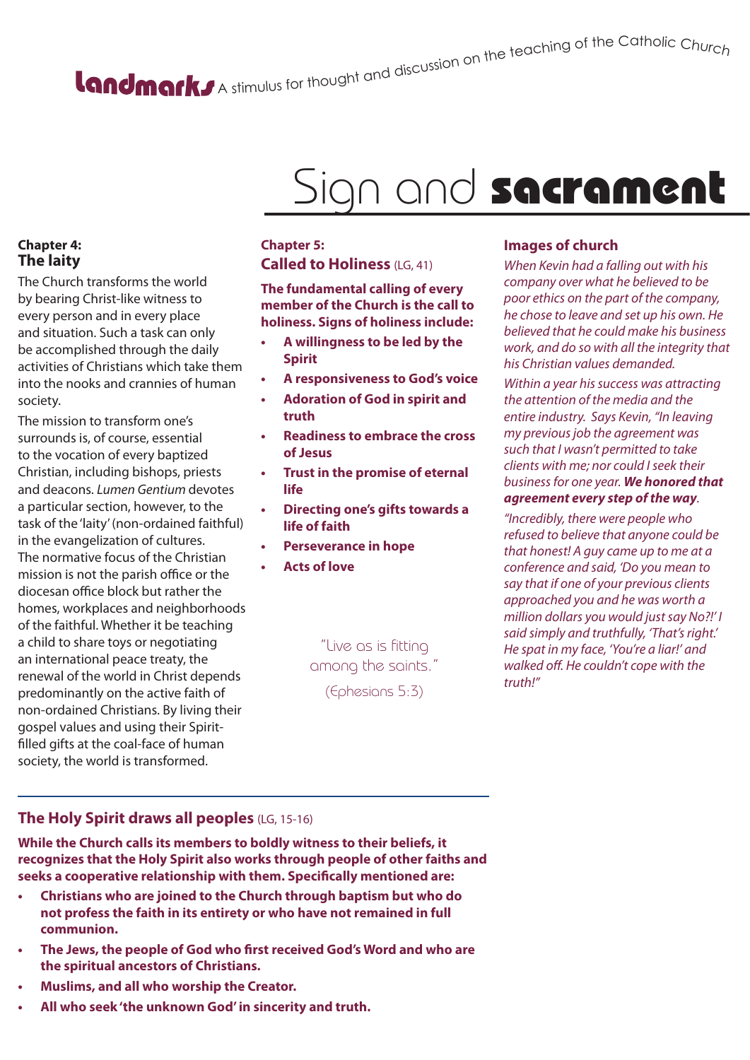# Sign and **sacrament**

### Chapter 4:
## The laity

The Church transforms the world by bearing Christ-like witness to every person and in every place and situation. Such a task can only be accomplished through the daily activities of Christians which take them into the nooks and crannies of human society.

The mission to transform one's surrounds is, of course, essential to the vocation of every baptized Christian, including bishops, priests and deacons. *Lumen Gentium* devotes a particular section, however, to the task of the 'laity' (non-ordained faithful) in the evangelization of cultures. The normative focus of the Christian mission is not the parish office or the diocesan office block but rather the homes, workplaces and neighborhoods of the faithful. Whether it be teaching a child to share toys or negotiating an international peace treaty, the renewal of the world in Christ depends predominantly on the active faith of non-ordained Christians. By living their gospel values and using their Spirit-filled gifts at the coal-face of human society, the world is transformed.

### Chapter 5:
## Called to Holiness (LG, 41)

**The fundamental calling of every member of the Church is the call to holiness. Signs of holiness include:**

- **A willingness to be led by the Spirit**
- **A responsiveness to God's voice**
- **Adoration of God in spirit and truth**
- **Readiness to embrace the cross of Jesus**
- **Trust in the promise of eternal life**
- **Directing one's gifts towards a life of faith**
- **Perseverance in hope**
- **Acts of love**

"Live as is fitting among the saints."
(Ephesians 5:3)

## Images of church

*When Kevin had a falling out with his company over what he believed to be poor ethics on the part of the company, he chose to leave and set up his own. He believed that he could make his business work, and do so with all the integrity that his Christian values demanded.*

*Within a year his success was attracting the attention of the media and the entire industry. Says Kevin, "In leaving my previous job the agreement was such that I wasn't permitted to take clients with me; nor could I seek their business for one year.* ***We honored that agreement every step of the way****.*

*"Incredibly, there were people who refused to believe that anyone could be that honest! A guy came up to me at a conference and said, 'Do you mean to say that if one of your previous clients approached you and he was worth a million dollars you would just say No?!' I said simply and truthfully, 'That's right.' He spat in my face, 'You're a liar!' and walked off. He couldn't cope with the truth!"*

## The Holy Spirit draws all peoples (LG, 15-16)

**While the Church calls its members to boldly witness to their beliefs, it recognizes that the Holy Spirit also works through people of other faiths and seeks a cooperative relationship with them. Specifically mentioned are:**

- **Christians who are joined to the Church through baptism but who do not profess the faith in its entirety or who have not remained in full communion.**
- **The Jews, the people of God who first received God's Word and who are the spiritual ancestors of Christians.**
- **Muslims, and all who worship the Creator.**
- **All who seek 'the unknown God' in sincerity and truth.**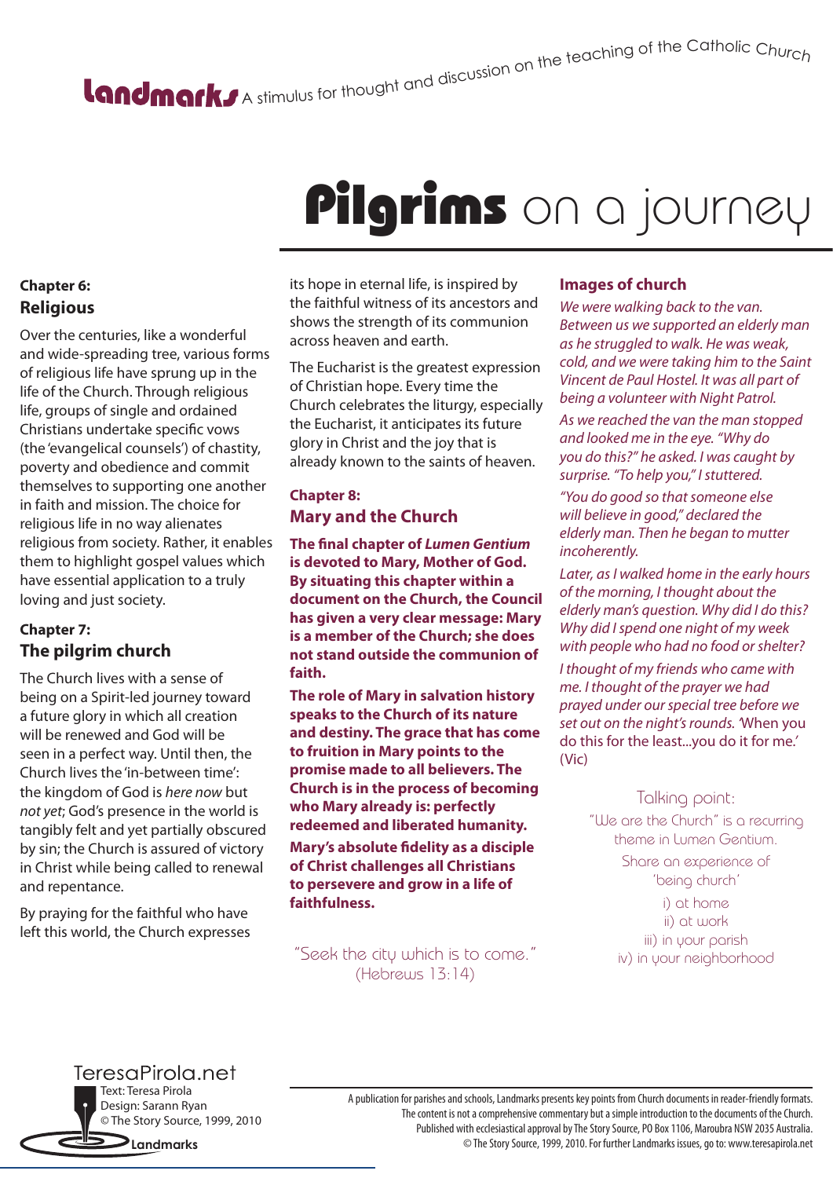**Landmarks** A stimulus for thought and discussion on the teaching of the Catholic Church

# **Pilgrims** on a journey

### Chapter 6:
## Religious

Over the centuries, like a wonderful and wide-spreading tree, various forms of religious life have sprung up in the life of the Church. Through religious life, groups of single and ordained Christians undertake specific vows (the 'evangelical counsels') of chastity, poverty and obedience and commit themselves to supporting one another in faith and mission. The choice for religious life in no way alienates religious from society. Rather, it enables them to highlight gospel values which have essential application to a truly loving and just society.

### Chapter 7:
## The pilgrim church

The Church lives with a sense of being on a Spirit-led journey toward a future glory in which all creation will be renewed and God will be seen in a perfect way. Until then, the Church lives the 'in-between time': the kingdom of God is *here now* but *not yet*; God's presence in the world is tangibly felt and yet partially obscured by sin; the Church is assured of victory in Christ while being called to renewal and repentance.

By praying for the faithful who have left this world, the Church expresses its hope in eternal life, is inspired by the faithful witness of its ancestors and shows the strength of its communion across heaven and earth.

The Eucharist is the greatest expression of Christian hope. Every time the Church celebrates the liturgy, especially the Eucharist, it anticipates its future glory in Christ and the joy that is already known to the saints of heaven.

### Chapter 8:
## Mary and the Church

**The final chapter of *Lumen Gentium* is devoted to Mary, Mother of God. By situating this chapter within a document on the Church, the Council has given a very clear message: Mary is a member of the Church; she does not stand outside the communion of faith.**

**The role of Mary in salvation history speaks to the Church of its nature and destiny. The grace that has come to fruition in Mary points to the promise made to all believers. The Church is in the process of becoming who Mary already is: perfectly redeemed and liberated humanity.**

**Mary's absolute fidelity as a disciple of Christ challenges all Christians to persevere and grow in a life of faithfulness.**

"Seek the city which is to come."
(Hebrews 13:14)

## Images of church

*We were walking back to the van. Between us we supported an elderly man as he struggled to walk. He was weak, cold, and we were taking him to the Saint Vincent de Paul Hostel. It was all part of being a volunteer with Night Patrol.*

*As we reached the van the man stopped and looked me in the eye. "Why do you do this?" he asked. I was caught by surprise. "To help you," I stuttered.*

*"You do good so that someone else will believe in good," declared the elderly man. Then he began to mutter incoherently.*

*Later, as I walked home in the early hours of the morning, I thought about the elderly man's question. Why did I do this? Why did I spend one night of my week with people who had no food or shelter?*

*I thought of my friends who came with me. I thought of the prayer we had prayed under our special tree before we set out on the night's rounds.* 'When you do this for the least...you do it for me.' (Vic)

Talking point:

"We are the Church" is a recurring theme in Lumen Gentium.

Share an experience of 'being church'

i) at home
ii) at work
iii) in your parish
iv) in your neighborhood

TeresaPirola.net
Text: Teresa Pirola
Design: Sarann Ryan
© The Story Source, 1999, 2010
Landmarks

A publication for parishes and schools, Landmarks presents key points from Church documents in reader-friendly formats. The content is not a comprehensive commentary but a simple introduction to the documents of the Church. Published with ecclesiastical approval by The Story Source, PO Box 1106, Maroubra NSW 2035 Australia. © The Story Source, 1999, 2010. For further Landmarks issues, go to: www.teresapirola.net